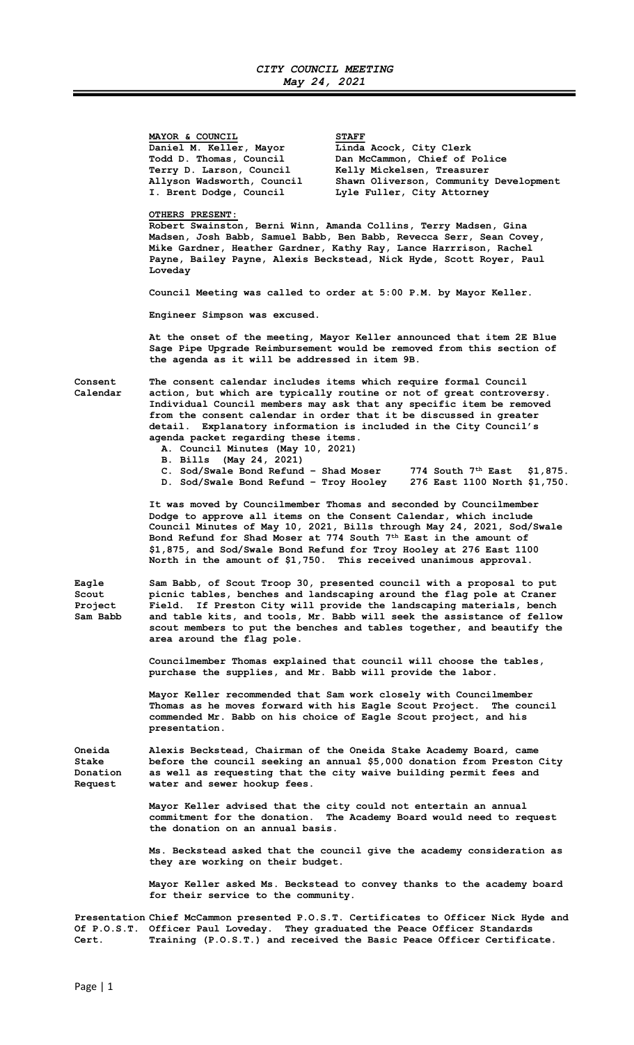# *CITY COUNCIL MEETING*
## *May 24, 2021*

| **MAYOR & COUNCIL** | **STAFF** |
|---|---|
| **Daniel M. Keller, Mayor** | **Linda Acock, City Clerk** |
| **Todd D. Thomas, Council** | **Dan McCammon, Chief of Police** |
| **Terry D. Larson, Council** | **Kelly Mickelsen, Treasurer** |
| **Allyson Wadsworth, Council** | **Shawn Oliverson, Community Development** |
| **I. Brent Dodge, Council** | **Lyle Fuller, City Attorney** |

**OTHERS PRESENT:**
**Robert Swainston, Berni Winn, Amanda Collins, Terry Madsen, Gina Madsen, Josh Babb, Samuel Babb, Ben Babb, Revecca Serr, Sean Covey, Mike Gardner, Heather Gardner, Kathy Ray, Lance Harrrison, Rachel Payne, Bailey Payne, Alexis Beckstead, Nick Hyde, Scott Royer, Paul Loveday**

**Council Meeting was called to order at 5:00 P.M. by Mayor Keller.**

**Engineer Simpson was excused.**

**At the onset of the meeting, Mayor Keller announced that item 2E Blue Sage Pipe Upgrade Reimbursement would be removed from this section of the agenda as it will be addressed in item 9B.**

**Consent Calendar**

**The consent calendar includes items which require formal Council action, but which are typically routine or not of great controversy. Individual Council members may ask that any specific item be removed from the consent calendar in order that it be discussed in greater detail. Explanatory information is included in the City Council's agenda packet regarding these items.**

- **A. Council Minutes (May 10, 2021)**
- **B. Bills (May 24, 2021)**
- **C. Sod/Swale Bond Refund – Shad Moser 774 South 7th East $1,875.**
- **D. Sod/Swale Bond Refund – Troy Hooley 276 East 1100 North $1,750.**

**It was moved by Councilmember Thomas and seconded by Councilmember Dodge to approve all items on the Consent Calendar, which include Council Minutes of May 10, 2021, Bills through May 24, 2021, Sod/Swale Bond Refund for Shad Moser at 774 South 7th East in the amount of $1,875, and Sod/Swale Bond Refund for Troy Hooley at 276 East 1100 North in the amount of $1,750. This received unanimous approval.**

**Eagle Scout Project Sam Babb**

**Sam Babb, of Scout Troop 30, presented council with a proposal to put picnic tables, benches and landscaping around the flag pole at Craner Field. If Preston City will provide the landscaping materials, bench and table kits, and tools, Mr. Babb will seek the assistance of fellow scout members to put the benches and tables together, and beautify the area around the flag pole.**

**Councilmember Thomas explained that council will choose the tables, purchase the supplies, and Mr. Babb will provide the labor.**

**Mayor Keller recommended that Sam work closely with Councilmember Thomas as he moves forward with his Eagle Scout Project. The council commended Mr. Babb on his choice of Eagle Scout project, and his presentation.**

**Oneida Stake Donation Request**

**Alexis Beckstead, Chairman of the Oneida Stake Academy Board, came before the council seeking an annual $5,000 donation from Preston City as well as requesting that the city waive building permit fees and water and sewer hookup fees.**

**Mayor Keller advised that the city could not entertain an annual commitment for the donation. The Academy Board would need to request the donation on an annual basis.**

**Ms. Beckstead asked that the council give the academy consideration as they are working on their budget.**

**Mayor Keller asked Ms. Beckstead to convey thanks to the academy board for their service to the community.**

**Presentation Of P.O.S.T. Cert.**

**Chief McCammon presented P.O.S.T. Certificates to Officer Nick Hyde and Officer Paul Loveday. They graduated the Peace Officer Standards Training (P.O.S.T.) and received the Basic Peace Officer Certificate.**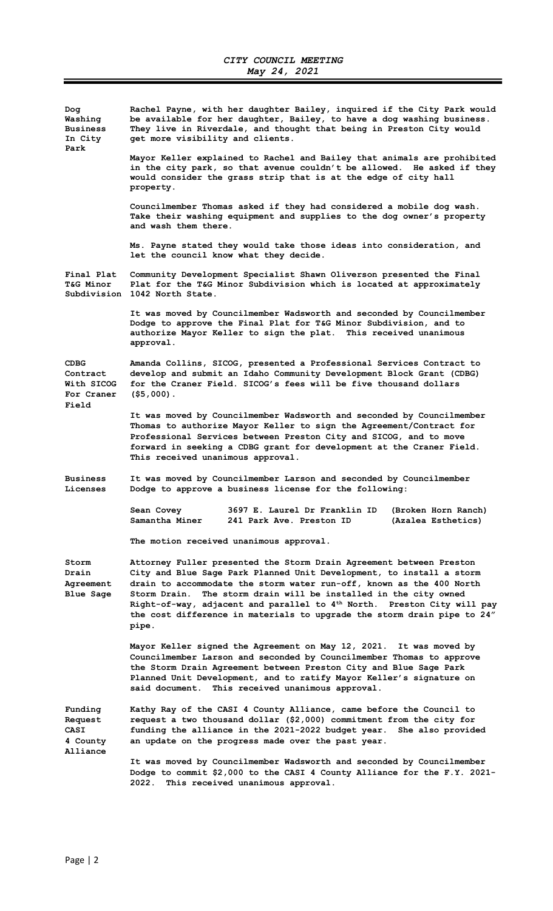# CITY COUNCIL MEETING
*May 24, 2021*

**Dog Washing Business In City Park**

Rachel Payne, with her daughter Bailey, inquired if the City Park would be available for her daughter, Bailey, to have a dog washing business. They live in Riverdale, and thought that being in Preston City would get more visibility and clients.

Mayor Keller explained to Rachel and Bailey that animals are prohibited in the city park, so that avenue couldn't be allowed. He asked if they would consider the grass strip that is at the edge of city hall property.

Councilmember Thomas asked if they had considered a mobile dog wash. Take their washing equipment and supplies to the dog owner's property and wash them there.

Ms. Payne stated they would take those ideas into consideration, and let the council know what they decide.

**Final Plat T&G Minor Subdivision**

Community Development Specialist Shawn Oliverson presented the Final Plat for the T&G Minor Subdivision which is located at approximately 1042 North State.

It was moved by Councilmember Wadsworth and seconded by Councilmember Dodge to approve the Final Plat for T&G Minor Subdivision, and to authorize Mayor Keller to sign the plat. This received unanimous approval.

**CDBG Contract With SICOG For Craner Field**

Amanda Collins, SICOG, presented a Professional Services Contract to develop and submit an Idaho Community Development Block Grant (CDBG) for the Craner Field. SICOG's fees will be five thousand dollars ($5,000).

It was moved by Councilmember Wadsworth and seconded by Councilmember Thomas to authorize Mayor Keller to sign the Agreement/Contract for Professional Services between Preston City and SICOG, and to move forward in seeking a CDBG grant for development at the Craner Field. This received unanimous approval.

**Business Licenses**

It was moved by Councilmember Larson and seconded by Councilmember Dodge to approve a business license for the following:

| | | |
|---|---|---|
| Sean Covey | 3697 E. Laurel Dr Franklin ID | (Broken Horn Ranch) |
| Samantha Miner | 241 Park Ave. Preston ID | (Azalea Esthetics) |

The motion received unanimous approval.

**Storm Drain Agreement Blue Sage**

Attorney Fuller presented the Storm Drain Agreement between Preston City and Blue Sage Park Planned Unit Development, to install a storm drain to accommodate the storm water run-off, known as the 400 North Storm Drain. The storm drain will be installed in the city owned Right-of-way, adjacent and parallel to 4th North. Preston City will pay the cost difference in materials to upgrade the storm drain pipe to 24" pipe.

Mayor Keller signed the Agreement on May 12, 2021. It was moved by Councilmember Larson and seconded by Councilmember Thomas to approve the Storm Drain Agreement between Preston City and Blue Sage Park Planned Unit Development, and to ratify Mayor Keller's signature on said document. This received unanimous approval.

**Funding Request CASI 4 County Alliance**

Kathy Ray of the CASI 4 County Alliance, came before the Council to request a two thousand dollar ($2,000) commitment from the city for funding the alliance in the 2021-2022 budget year. She also provided an update on the progress made over the past year.

It was moved by Councilmember Wadsworth and seconded by Councilmember Dodge to commit $2,000 to the CASI 4 County Alliance for the F.Y. 2021-2022. This received unanimous approval.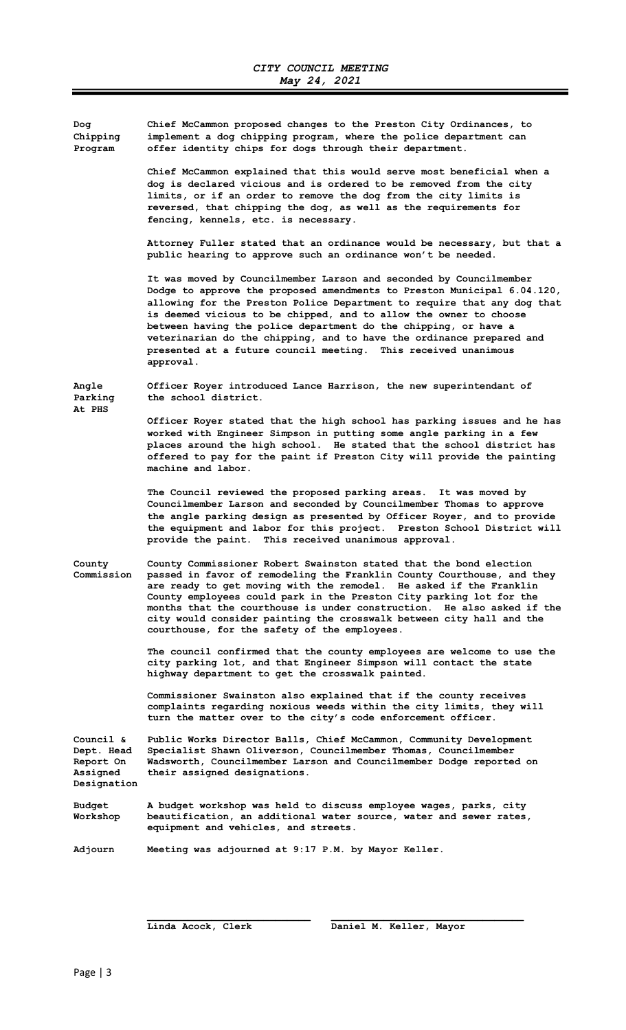**Dog Chipping Program**

Chief McCammon proposed changes to the Preston City Ordinances, to implement a dog chipping program, where the police department can offer identity chips for dogs through their department.

Chief McCammon explained that this would serve most beneficial when a dog is declared vicious and is ordered to be removed from the city limits, or if an order to remove the dog from the city limits is reversed, that chipping the dog, as well as the requirements for fencing, kennels, etc. is necessary.

Attorney Fuller stated that an ordinance would be necessary, but that a public hearing to approve such an ordinance won't be needed.

It was moved by Councilmember Larson and seconded by Councilmember Dodge to approve the proposed amendments to Preston Municipal 6.04.120, allowing for the Preston Police Department to require that any dog that is deemed vicious to be chipped, and to allow the owner to choose between having the police department do the chipping, or have a veterinarian do the chipping, and to have the ordinance prepared and presented at a future council meeting. This received unanimous approval.

**Angle Parking At PHS**

Officer Royer introduced Lance Harrison, the new superintendant of the school district.

Officer Royer stated that the high school has parking issues and he has worked with Engineer Simpson in putting some angle parking in a few places around the high school. He stated that the school district has offered to pay for the paint if Preston City will provide the painting machine and labor.

The Council reviewed the proposed parking areas. It was moved by Councilmember Larson and seconded by Councilmember Thomas to approve the angle parking design as presented by Officer Royer, and to provide the equipment and labor for this project. Preston School District will provide the paint. This received unanimous approval.

**County Commission**

County Commissioner Robert Swainston stated that the bond election passed in favor of remodeling the Franklin County Courthouse, and they are ready to get moving with the remodel. He asked if the Franklin County employees could park in the Preston City parking lot for the months that the courthouse is under construction. He also asked if the city would consider painting the crosswalk between city hall and the courthouse, for the safety of the employees.

The council confirmed that the county employees are welcome to use the city parking lot, and that Engineer Simpson will contact the state highway department to get the crosswalk painted.

Commissioner Swainston also explained that if the county receives complaints regarding noxious weeds within the city limits, they will turn the matter over to the city's code enforcement officer.

**Council & Dept. Head Report On Assigned Designation**

Public Works Director Balls, Chief McCammon, Community Development Specialist Shawn Oliverson, Councilmember Thomas, Councilmember Wadsworth, Councilmember Larson and Councilmember Dodge reported on their assigned designations.

**Budget Workshop**

A budget workshop was held to discuss employee wages, parks, city beautification, an additional water source, water and sewer rates, equipment and vehicles, and streets.

**Adjourn**

Meeting was adjourned at 9:17 P.M. by Mayor Keller.

\_\_\_\_\_\_\_\_\_\_\_\_\_\_\_\_\_\_\_\_\_\_\_\_\_\_\_\_ \_\_\_\_\_\_\_\_\_\_\_\_\_\_\_\_\_\_\_\_\_\_\_\_\_\_\_\_\_\_\_\_\_\_

**Linda Acock, Clerk** **Daniel M. Keller, Mayor**